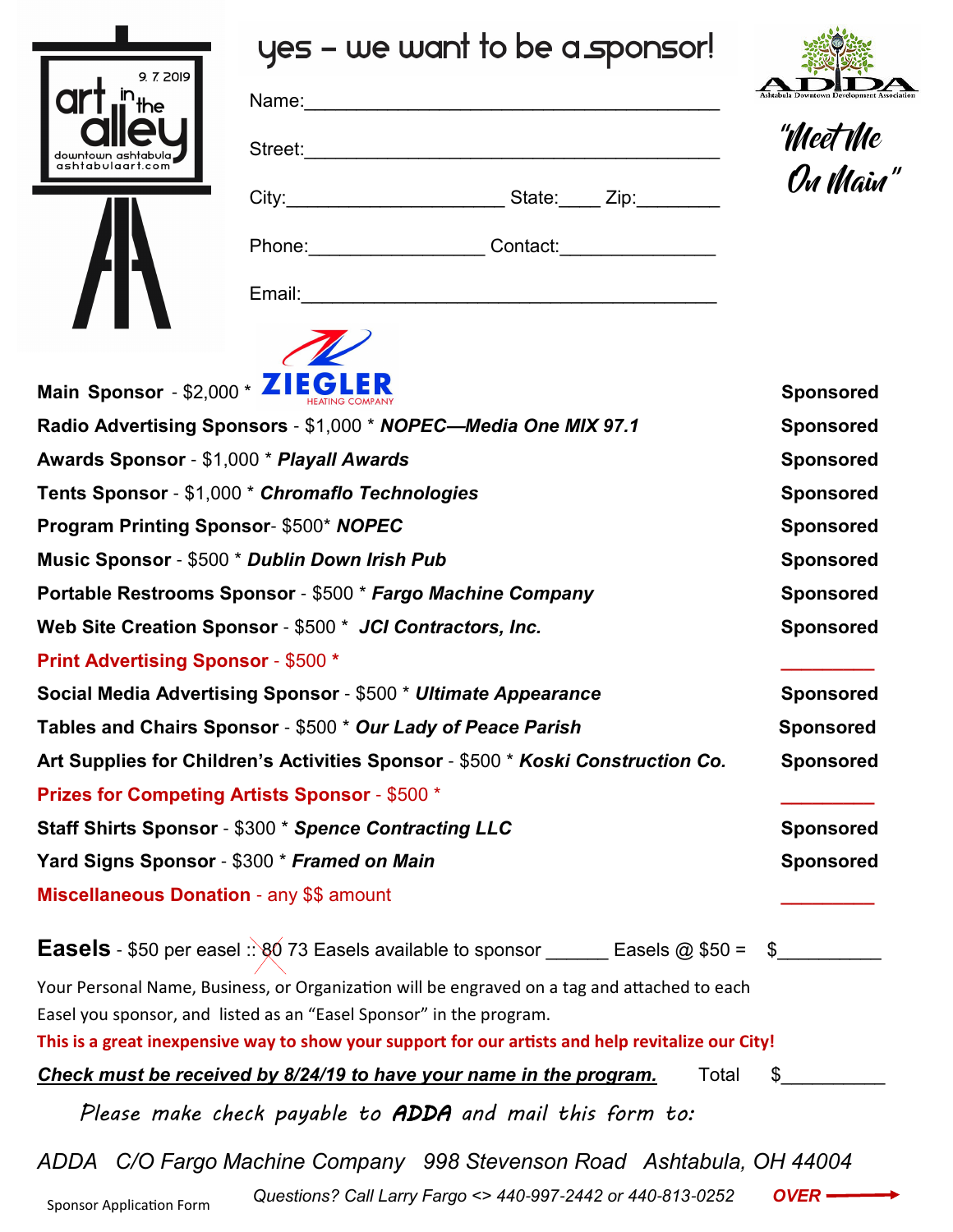9.7.2019 art in the alley downtown ashtabula ashtabulaart.com

# yes – we want to be a sponsor!

Name:_______________________________________

Street:_______________________________________

City:____________________ State:____ Zip:________

Phone:________________ Contact:______________

Email:_______________________________________

ADDA Ashtabula Downtown Development Association

"Meet Me On Main"

| Sponsorship | Status |
|---|---|
| **Main Sponsor** - $2,000 * ZIEGLER HEATING COMPANY | **Sponsored** |
| **Radio Advertising Sponsors** - $1,000 * ***NOPEC—Media One MIX 97.1*** | **Sponsored** |
| **Awards Sponsor** - $1,000 * ***Playall Awards*** | **Sponsored** |
| **Tents Sponsor** - $1,000 * ***Chromaflo Technologies*** | **Sponsored** |
| **Program Printing Sponsor**- $500* ***NOPEC*** | **Sponsored** |
| **Music Sponsor** - $500 * ***Dublin Down Irish Pub*** | **Sponsored** |
| **Portable Restrooms Sponsor** - $500 * ***Fargo Machine Company*** | **Sponsored** |
| **Web Site Creation Sponsor** - $500 * ***JCI Contractors, Inc.*** | **Sponsored** |
| **Print Advertising Sponsor** - $500 * | _________ |
| **Social Media Advertising Sponsor** - $500 * ***Ultimate Appearance*** | **Sponsored** |
| **Tables and Chairs Sponsor** - $500 * ***Our Lady of Peace Parish*** | **Sponsored** |
| **Art Supplies for Children's Activities Sponsor** - $500 * ***Koski Construction Co.*** | **Sponsored** |
| **Prizes for Competing Artists Sponsor** - $500 * | _________ |
| **Staff Shirts Sponsor** - $300 * ***Spence Contracting LLC*** | **Sponsored** |
| **Yard Signs Sponsor** - $300 * ***Framed on Main*** | **Sponsored** |
| **Miscellaneous Donation** - any $$ amount | _________ |

**Easels** - $50 per easel :: ~~80~~ 73 Easels available to sponsor ______ Easels @ $50 = $__________

Your Personal Name, Business, or Organization will be engraved on a tag and attached to each Easel you sponsor, and listed as an "Easel Sponsor" in the program.

**This is a great inexpensive way to show your support for our artists and help revitalize our City!**

***Check must be received by 8/24/19 to have your name in the program.*** Total $__________

*Please make check payable to **ADDA** and mail this form to:*

*ADDA C/O Fargo Machine Company 998 Stevenson Road Ashtabula, OH 44004*

Sponsor Application Form

*Questions? Call Larry Fargo <> 440-997-2442 or 440-813-0252* ***OVER*** →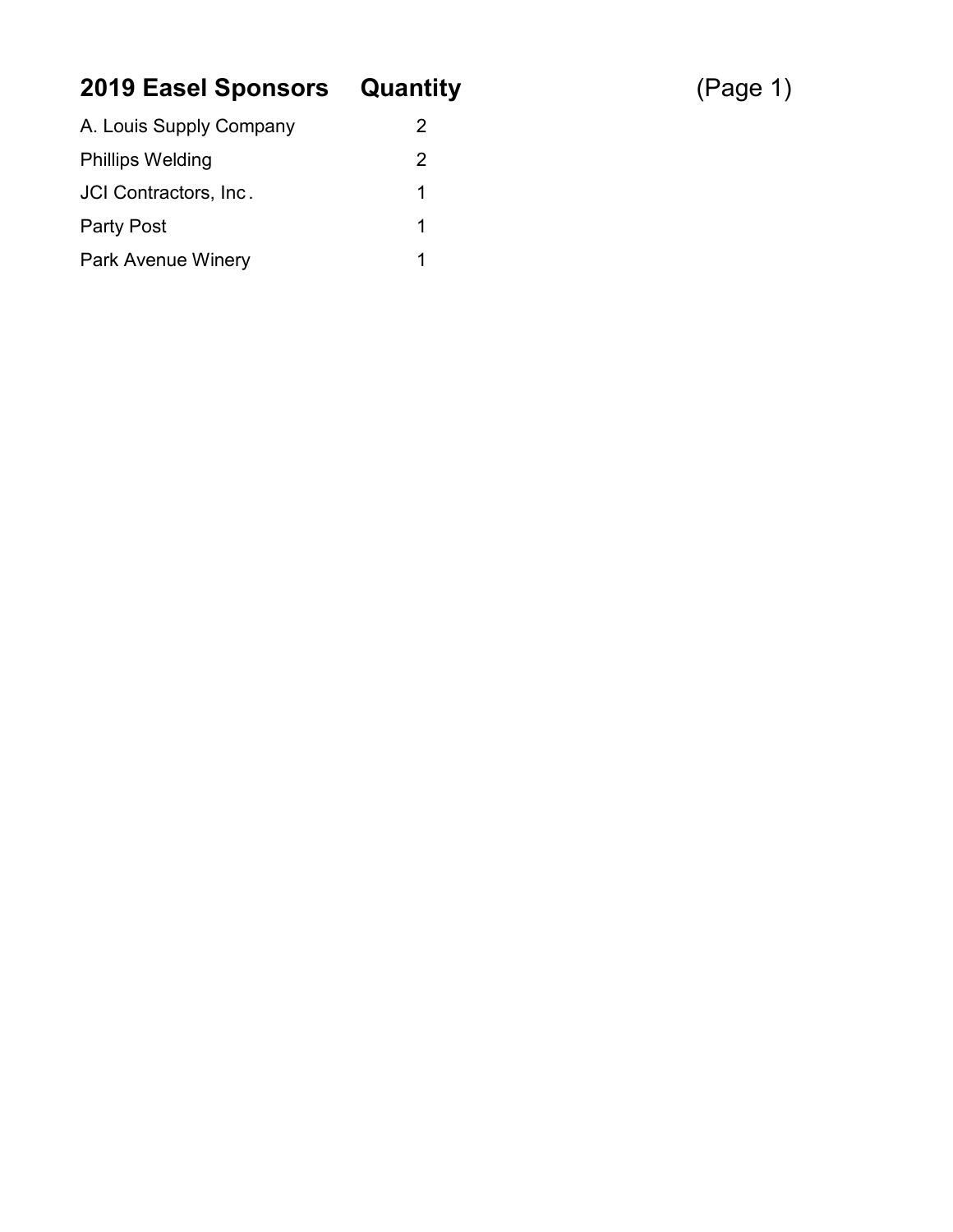| 2019 Easel Sponsors | Quantity |
|---|---|
| A. Louis Supply Company | 2 |
| Phillips Welding | 2 |
| JCI Contractors, Inc. | 1 |
| Party Post | 1 |
| Park Avenue Winery | 1 |